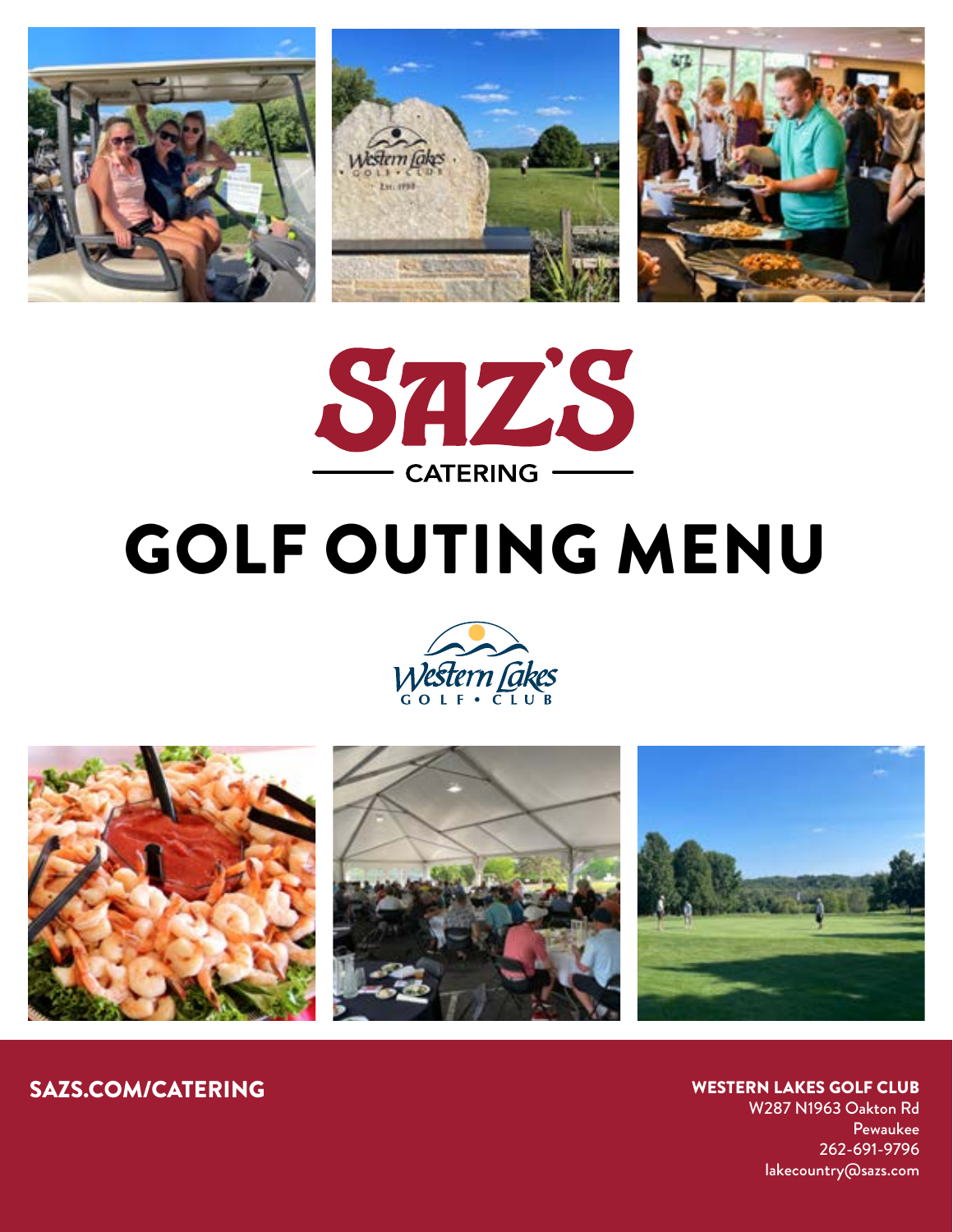# SAZ'S

CATERING

# GOLF OUTING MENU

Western Lakes GOLF • CLUB

**SAZS.COM/CATERING**

**WESTERN LAKES GOLF CLUB**
W287 N1963 Oakton Rd
Pewaukee
262-691-9796
lakecountry@sazs.com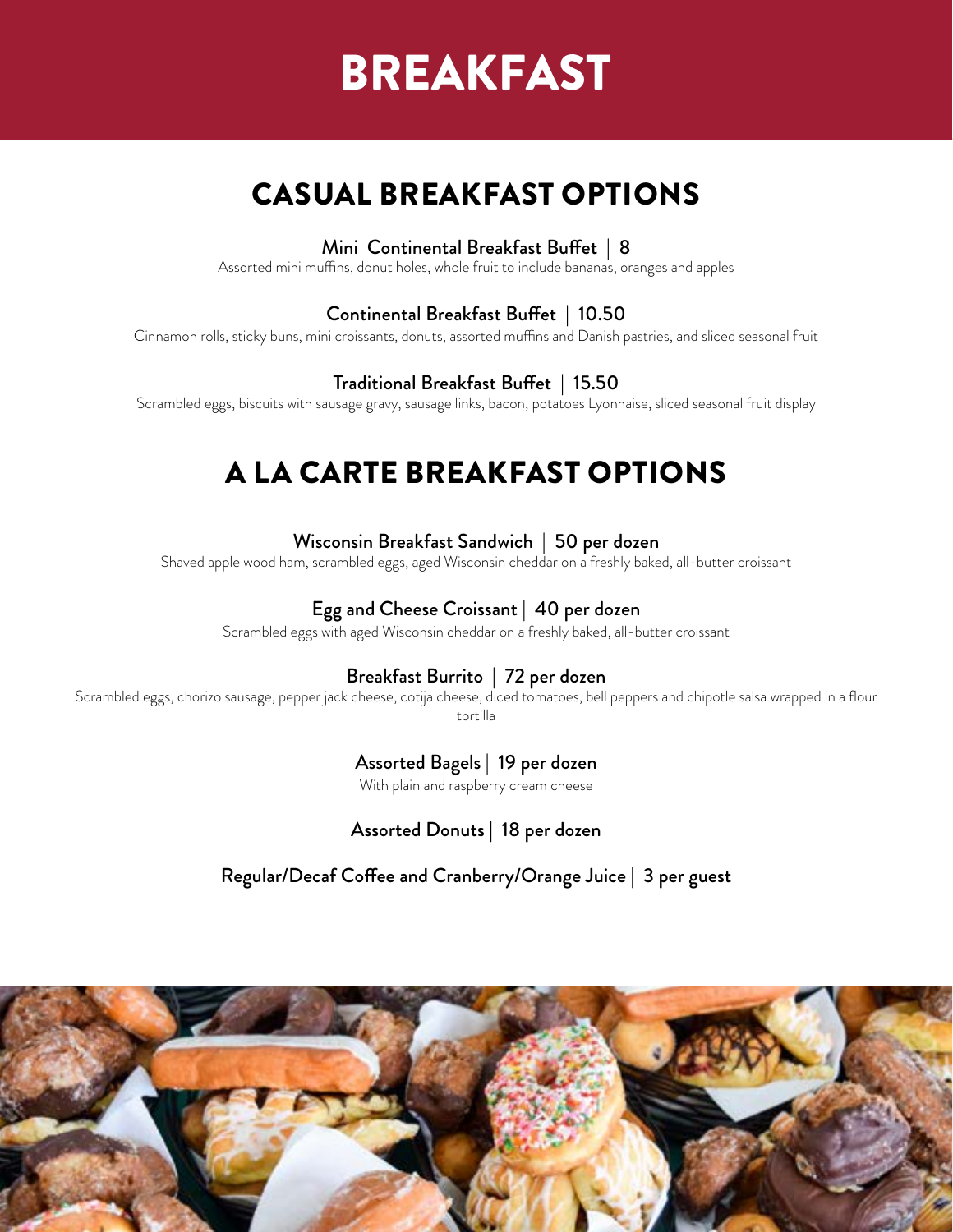# BREAKFAST

## CASUAL BREAKFAST OPTIONS

### Mini Continental Breakfast Buffet | 8

Assorted mini muffins, donut holes, whole fruit to include bananas, oranges and apples

### Continental Breakfast Buffet | 10.50

Cinnamon rolls, sticky buns, mini croissants, donuts, assorted muffins and Danish pastries, and sliced seasonal fruit

### Traditional Breakfast Buffet | 15.50

Scrambled eggs, biscuits with sausage gravy, sausage links, bacon, potatoes Lyonnaise, sliced seasonal fruit display

## A LA CARTE BREAKFAST OPTIONS

### Wisconsin Breakfast Sandwich | 50 per dozen

Shaved apple wood ham, scrambled eggs, aged Wisconsin cheddar on a freshly baked, all-butter croissant

### Egg and Cheese Croissant | 40 per dozen

Scrambled eggs with aged Wisconsin cheddar on a freshly baked, all-butter croissant

### Breakfast Burrito | 72 per dozen

Scrambled eggs, chorizo sausage, pepper jack cheese, cotija cheese, diced tomatoes, bell peppers and chipotle salsa wrapped in a flour tortilla

### Assorted Bagels | 19 per dozen

With plain and raspberry cream cheese

### Assorted Donuts | 18 per dozen

### Regular/Decaf Coffee and Cranberry/Orange Juice | 3 per guest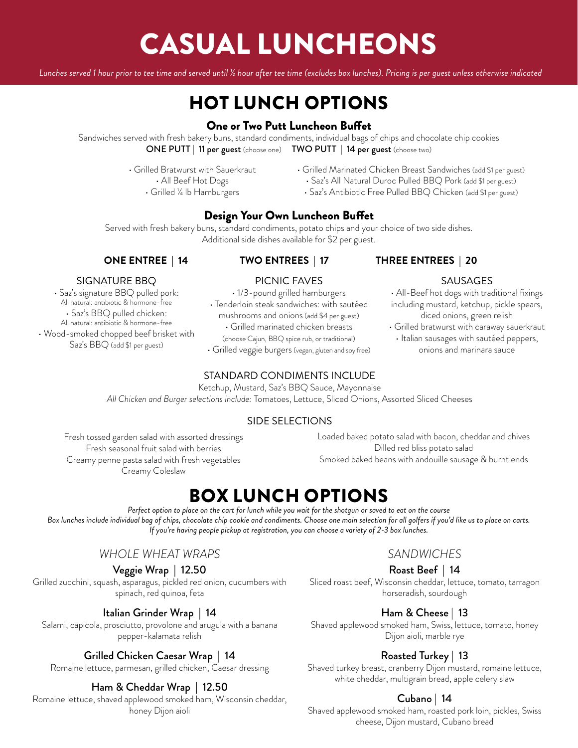# CASUAL LUNCHEONS

*Lunches served 1 hour prior to tee time and served until ½ hour after tee time (excludes box lunches). Pricing is per guest unless otherwise indicated*

## HOT LUNCH OPTIONS

### One or Two Putt Luncheon Buffet

Sandwiches served with fresh bakery buns, standard condiments, individual bags of chips and chocolate chip cookies

**ONE PUTT | 11 per guest** (choose one) **TWO PUTT | 14 per guest** (choose two)

- Grilled Bratwurst with Sauerkraut
- All Beef Hot Dogs
- Grilled ¼ lb Hamburgers
- Grilled Marinated Chicken Breast Sandwiches (add $1 per guest)
- Saz's All Natural Duroc Pulled BBQ Pork (add $1 per guest)
- Saz's Antibiotic Free Pulled BBQ Chicken (add $1 per guest)

### Design Your Own Luncheon Buffet

Served with fresh bakery buns, standard condiments, potato chips and your choice of two side dishes.
Additional side dishes available for $2 per guest.

**ONE ENTREE | 14** **TWO ENTREES | 17** **THREE ENTREES | 20**

#### SIGNATURE BBQ

- Saz's signature BBQ pulled pork: All natural: antibiotic & hormone-free
- Saz's BBQ pulled chicken: All natural: antibiotic & hormone-free
- Wood-smoked chopped beef brisket with Saz's BBQ (add $1 per guest)

#### PICNIC FAVES

- 1/3-pound grilled hamburgers
- Tenderloin steak sandwiches: with sautéed mushrooms and onions (add $4 per guest)
- Grilled marinated chicken breasts (choose Cajun, BBQ spice rub, or traditional)
- Grilled veggie burgers (vegan, gluten and soy free)

#### SAUSAGES

- All-Beef hot dogs with traditional fixings including mustard, ketchup, pickle spears, diced onions, green relish
- Grilled bratwurst with caraway sauerkraut
- Italian sausages with sautéed peppers, onions and marinara sauce

#### STANDARD CONDIMENTS INCLUDE

Ketchup, Mustard, Saz's BBQ Sauce, Mayonnaise

*All Chicken and Burger selections include:* Tomatoes, Lettuce, Sliced Onions, Assorted Sliced Cheeses

#### SIDE SELECTIONS

Fresh tossed garden salad with assorted dressings
Fresh seasonal fruit salad with berries
Creamy penne pasta salad with fresh vegetables
Creamy Coleslaw
Loaded baked potato salad with bacon, cheddar and chives
Dilled red bliss potato salad
Smoked baked beans with andouille sausage & burnt ends

## BOX LUNCH OPTIONS

*Perfect option to place on the cart for lunch while you wait for the shotgun or saved to eat on the course*
*Box lunches include individual bag of chips, chocolate chip cookie and condiments. Choose one main selection for all golfers if you'd like us to place on carts. If you're having people pickup at registration, you can choose a variety of 2-3 box lunches.*

### *WHOLE WHEAT WRAPS*

**Veggie Wrap | 12.50**
Grilled zucchini, squash, asparagus, pickled red onion, cucumbers with spinach, red quinoa, feta

**Italian Grinder Wrap | 14**
Salami, capicola, prosciutto, provolone and arugula with a banana pepper-kalamata relish

**Grilled Chicken Caesar Wrap | 14**
Romaine lettuce, parmesan, grilled chicken, Caesar dressing

**Ham & Cheddar Wrap | 12.50**
Romaine lettuce, shaved applewood smoked ham, Wisconsin cheddar, honey Dijon aioli

### *SANDWICHES*

**Roast Beef | 14**
Sliced roast beef, Wisconsin cheddar, lettuce, tomato, tarragon horseradish, sourdough

**Ham & Cheese | 13**
Shaved applewood smoked ham, Swiss, lettuce, tomato, honey Dijon aioli, marble rye

**Roasted Turkey | 13**
Shaved turkey breast, cranberry Dijon mustard, romaine lettuce, white cheddar, multigrain bread, apple celery slaw

**Cubano | 14**
Shaved applewood smoked ham, roasted pork loin, pickles, Swiss cheese, Dijon mustard, Cubano bread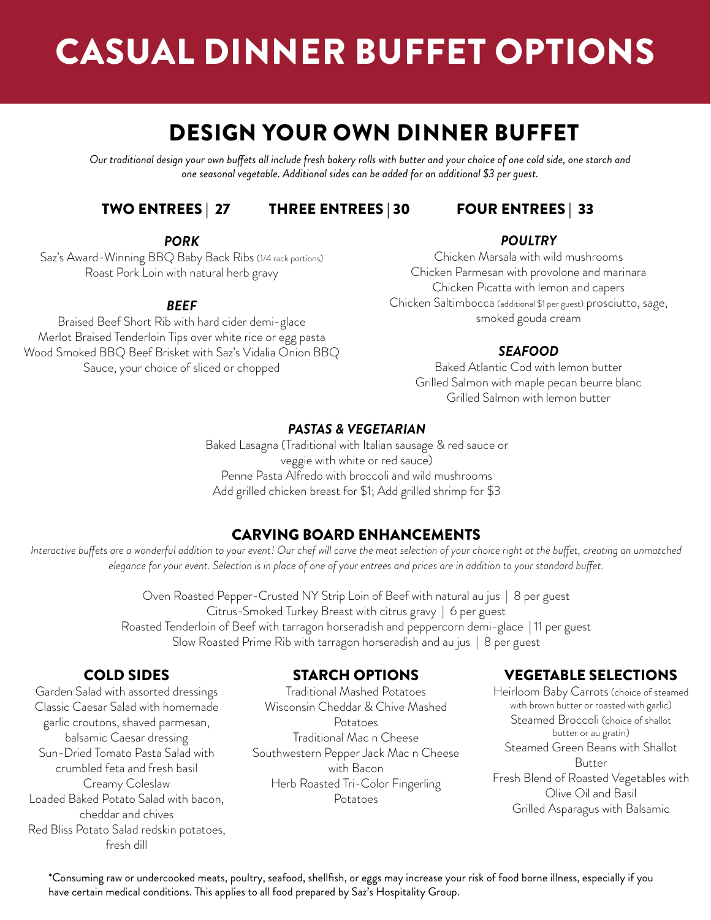# CASUAL DINNER BUFFET OPTIONS

## DESIGN YOUR OWN DINNER BUFFET

*Our traditional design your own buffets all include fresh bakery rolls with butter and your choice of one cold side, one starch and one seasonal vegetable. Additional sides can be added for an additional $3 per guest.*

**TWO ENTREES | 27** **THREE ENTREES | 30** **FOUR ENTREES | 33**

### *PORK*

Saz's Award-Winning BBQ Baby Back Ribs (1/4 rack portions)
Roast Pork Loin with natural herb gravy

### *BEEF*

Braised Beef Short Rib with hard cider demi-glace
Merlot Braised Tenderloin Tips over white rice or egg pasta
Wood Smoked BBQ Beef Brisket with Saz's Vidalia Onion BBQ Sauce, your choice of sliced or chopped

### *POULTRY*

Chicken Marsala with wild mushrooms
Chicken Parmesan with provolone and marinara
Chicken Picatta with lemon and capers
Chicken Saltimbocca (additional $1 per guest) prosciutto, sage, smoked gouda cream

### *SEAFOOD*

Baked Atlantic Cod with lemon butter
Grilled Salmon with maple pecan beurre blanc
Grilled Salmon with lemon butter

### *PASTAS & VEGETARIAN*

Baked Lasagna (Traditional with Italian sausage & red sauce or veggie with white or red sauce)
Penne Pasta Alfredo with broccoli and wild mushrooms
Add grilled chicken breast for $1; Add grilled shrimp for $3

## CARVING BOARD ENHANCEMENTS

*Interactive buffets are a wonderful addition to your event! Our chef will carve the meat selection of your choice right at the buffet, creating an unmatched elegance for your event. Selection is in place of one of your entrees and prices are in addition to your standard buffet.*

Oven Roasted Pepper-Crusted NY Strip Loin of Beef with natural au jus | 8 per guest
Citrus-Smoked Turkey Breast with citrus gravy | 6 per guest
Roasted Tenderloin of Beef with tarragon horseradish and peppercorn demi-glace | 11 per guest
Slow Roasted Prime Rib with tarragon horseradish and au jus | 8 per guest

### COLD SIDES

Garden Salad with assorted dressings
Classic Caesar Salad with homemade garlic croutons, shaved parmesan, balsamic Caesar dressing
Sun-Dried Tomato Pasta Salad with crumbled feta and fresh basil
Creamy Coleslaw
Loaded Baked Potato Salad with bacon, cheddar and chives
Red Bliss Potato Salad redskin potatoes, fresh dill

### STARCH OPTIONS

Traditional Mashed Potatoes
Wisconsin Cheddar & Chive Mashed Potatoes
Traditional Mac n Cheese
Southwestern Pepper Jack Mac n Cheese with Bacon
Herb Roasted Tri-Color Fingerling Potatoes

### VEGETABLE SELECTIONS

Heirloom Baby Carrots (choice of steamed with brown butter or roasted with garlic)
Steamed Broccoli (choice of shallot butter or au gratin)
Steamed Green Beans with Shallot Butter
Fresh Blend of Roasted Vegetables with Olive Oil and Basil
Grilled Asparagus with Balsamic

*Consuming raw or undercooked meats, poultry, seafood, shellfish, or eggs may increase your risk of food borne illness, especially if you have certain medical conditions. This applies to all food prepared by Saz's Hospitality Group.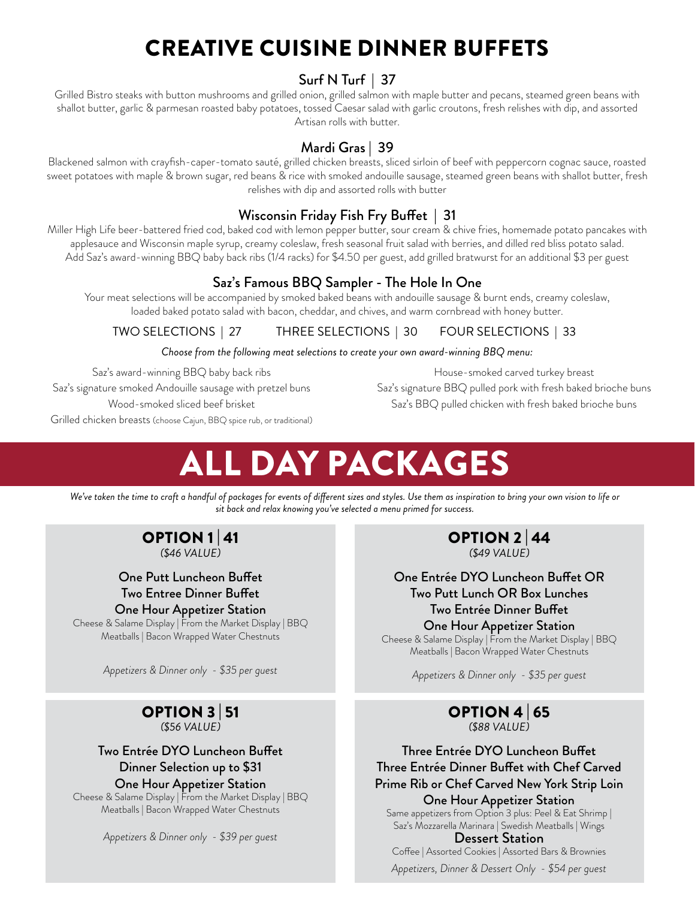# CREATIVE CUISINE DINNER BUFFETS

### Surf N Turf | 37

Grilled Bistro steaks with button mushrooms and grilled onion, grilled salmon with maple butter and pecans, steamed green beans with shallot butter, garlic & parmesan roasted baby potatoes, tossed Caesar salad with garlic croutons, fresh relishes with dip, and assorted Artisan rolls with butter.

### Mardi Gras | 39

Blackened salmon with crayfish-caper-tomato sauté, grilled chicken breasts, sliced sirloin of beef with peppercorn cognac sauce, roasted sweet potatoes with maple & brown sugar, red beans & rice with smoked andouille sausage, steamed green beans with shallot butter, fresh relishes with dip and assorted rolls with butter

### Wisconsin Friday Fish Fry Buffet | 31

Miller High Life beer-battered fried cod, baked cod with lemon pepper butter, sour cream & chive fries, homemade potato pancakes with applesauce and Wisconsin maple syrup, creamy coleslaw, fresh seasonal fruit salad with berries, and dilled red bliss potato salad. Add Saz's award-winning BBQ baby back ribs (1/4 racks) for $4.50 per guest, add grilled bratwurst for an additional $3 per guest

### Saz's Famous BBQ Sampler - The Hole In One

Your meat selections will be accompanied by smoked baked beans with andouille sausage & burnt ends, creamy coleslaw, loaded baked potato salad with bacon, cheddar, and chives, and warm cornbread with honey butter.

TWO SELECTIONS | 27 THREE SELECTIONS | 30 FOUR SELECTIONS | 33

*Choose from the following meat selections to create your own award-winning BBQ menu:*

Saz's award-winning BBQ baby back ribs
Saz's signature smoked Andouille sausage with pretzel buns
Wood-smoked sliced beef brisket
Grilled chicken breasts (choose Cajun, BBQ spice rub, or traditional)
House-smoked carved turkey breast
Saz's signature BBQ pulled pork with fresh baked brioche buns
Saz's BBQ pulled chicken with fresh baked brioche buns

# ALL DAY PACKAGES

*We've taken the time to craft a handful of packages for events of different sizes and styles. Use them as inspiration to bring your own vision to life or sit back and relax knowing you've selected a menu primed for success.*

## OPTION 1 | 41

*($46 VALUE)*

**One Putt Luncheon Buffet**
**Two Entree Dinner Buffet**
**One Hour Appetizer Station**
Cheese & Salame Display | From the Market Display | BBQ Meatballs | Bacon Wrapped Water Chestnuts

*Appetizers & Dinner only - $35 per guest*

## OPTION 2 | 44

*($49 VALUE)*

**One Entrée DYO Luncheon Buffet OR**
**Two Putt Lunch OR Box Lunches**
**Two Entrée Dinner Buffet**
**One Hour Appetizer Station**
Cheese & Salame Display | From the Market Display | BBQ Meatballs | Bacon Wrapped Water Chestnuts

*Appetizers & Dinner only - $35 per guest*

## OPTION 3 | 51

*($56 VALUE)*

**Two Entrée DYO Luncheon Buffet**
**Dinner Selection up to $31**
**One Hour Appetizer Station**
Cheese & Salame Display | From the Market Display | BBQ Meatballs | Bacon Wrapped Water Chestnuts

*Appetizers & Dinner only - $39 per guest*

## OPTION 4 | 65

*($88 VALUE)*

**Three Entrée DYO Luncheon Buffet**
**Three Entrée Dinner Buffet with Chef Carved Prime Rib or Chef Carved New York Strip Loin**
**One Hour Appetizer Station**
Same appetizers from Option 3 plus: Peel & Eat Shrimp | Saz's Mozzarella Marinara | Swedish Meatballs | Wings
**Dessert Station**
Coffee | Assorted Cookies | Assorted Bars & Brownies

*Appetizers, Dinner & Dessert Only - $54 per guest*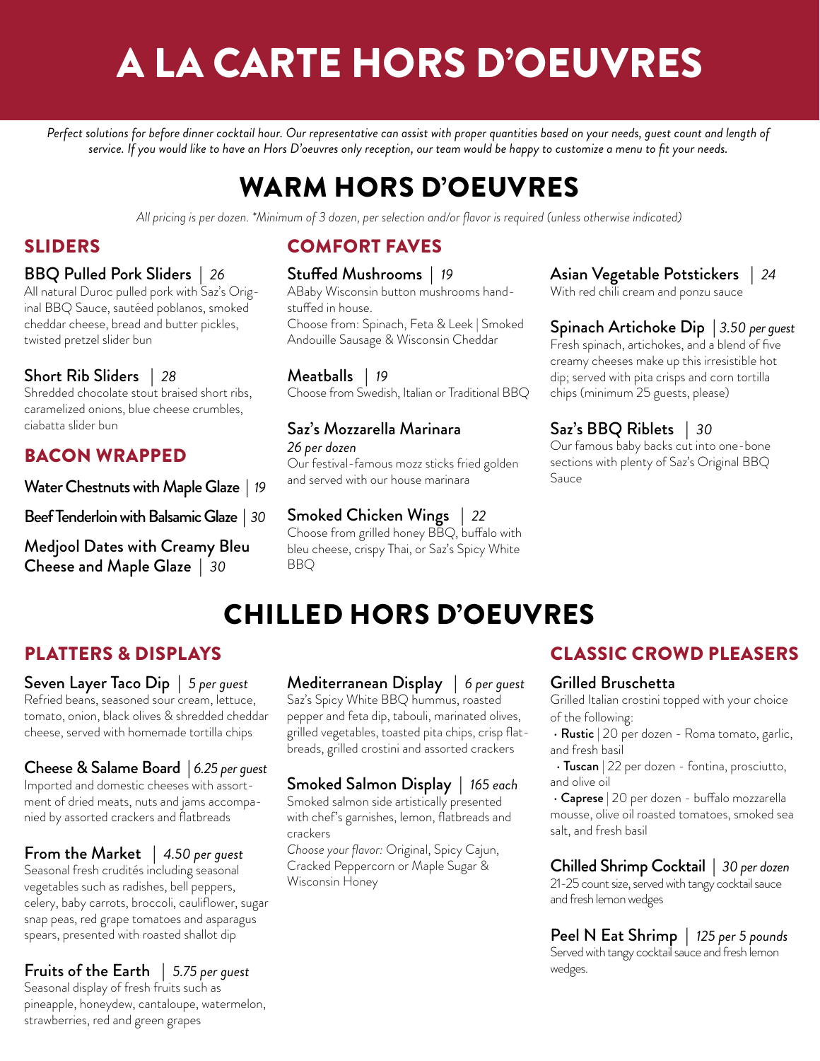# A LA CARTE HORS D'OEUVRES

*Perfect solutions for before dinner cocktail hour. Our representative can assist with proper quantities based on your needs, guest count and length of service. If you would like to have an Hors D'oeuvres only reception, our team would be happy to customize a menu to fit your needs.*

## WARM HORS D'OEUVRES

*All pricing is per dozen. *Minimum of 3 dozen, per selection and/or flavor is required (unless otherwise indicated)*

### SLIDERS

**BBQ Pulled Pork Sliders** | *26*
All natural Duroc pulled pork with Saz's Original BBQ Sauce, sautéed poblanos, smoked cheddar cheese, bread and butter pickles, twisted pretzel slider bun

**Short Rib Sliders** | *28*
Shredded chocolate stout braised short ribs, caramelized onions, blue cheese crumbles, ciabatta slider bun

### BACON WRAPPED

**Water Chestnuts with Maple Glaze** | *19*

**Beef Tenderloin with Balsamic Glaze** | *30*

**Medjool Dates with Creamy Bleu Cheese and Maple Glaze** | *30*

### COMFORT FAVES

**Stuffed Mushrooms** | *19*
ABaby Wisconsin button mushrooms hand-stuffed in house.
Choose from: Spinach, Feta & Leek | Smoked Andouille Sausage & Wisconsin Cheddar

**Meatballs** | *19*
Choose from Swedish, Italian or Traditional BBQ

**Saz's Mozzarella Marinara**
*26 per dozen*
Our festival-famous mozz sticks fried golden and served with our house marinara

**Smoked Chicken Wings** | *22*
Choose from grilled honey BBQ, buffalo with bleu cheese, crispy Thai, or Saz's Spicy White BBQ

**Asian Vegetable Potstickers** | *24*
With red chili cream and ponzu sauce

**Spinach Artichoke Dip** | *3.50 per guest*
Fresh spinach, artichokes, and a blend of five creamy cheeses make up this irresistible hot dip; served with pita crisps and corn tortilla chips (minimum 25 guests, please)

**Saz's BBQ Riblets** | *30*
Our famous baby backs cut into one-bone sections with plenty of Saz's Original BBQ Sauce

## CHILLED HORS D'OEUVRES

### PLATTERS & DISPLAYS

**Seven Layer Taco Dip** | *5 per guest*
Refried beans, seasoned sour cream, lettuce, tomato, onion, black olives & shredded cheddar cheese, served with homemade tortilla chips

**Cheese & Salame Board** | *6.25 per guest*
Imported and domestic cheeses with assortment of dried meats, nuts and jams accompanied by assorted crackers and flatbreads

**From the Market** | *4.50 per guest*
Seasonal fresh crudités including seasonal vegetables such as radishes, bell peppers, celery, baby carrots, broccoli, cauliflower, sugar snap peas, red grape tomatoes and asparagus spears, presented with roasted shallot dip

**Fruits of the Earth** | *5.75 per guest*
Seasonal display of fresh fruits such as pineapple, honeydew, cantaloupe, watermelon, strawberries, red and green grapes

**Mediterranean Display** | *6 per guest*
Saz's Spicy White BBQ hummus, roasted pepper and feta dip, tabouli, marinated olives, grilled vegetables, toasted pita chips, crisp flatbreads, grilled crostini and assorted crackers

**Smoked Salmon Display** | *165 each*
Smoked salmon side artistically presented with chef's garnishes, lemon, flatbreads and crackers
*Choose your flavor:* Original, Spicy Cajun, Cracked Peppercorn or Maple Sugar & Wisconsin Honey

### CLASSIC CROWD PLEASERS

**Grilled Bruschetta**
Grilled Italian crostini topped with your choice of the following:

- **Rustic** | 20 per dozen - Roma tomato, garlic, and fresh basil
- **Tuscan** | 22 per dozen - fontina, prosciutto, and olive oil
- **Caprese** | 20 per dozen - buffalo mozzarella mousse, olive oil roasted tomatoes, smoked sea salt, and fresh basil

**Chilled Shrimp Cocktail** | *30 per dozen*
21-25 count size, served with tangy cocktail sauce and fresh lemon wedges

**Peel N Eat Shrimp** | *125 per 5 pounds*
Served with tangy cocktail sauce and fresh lemon wedges.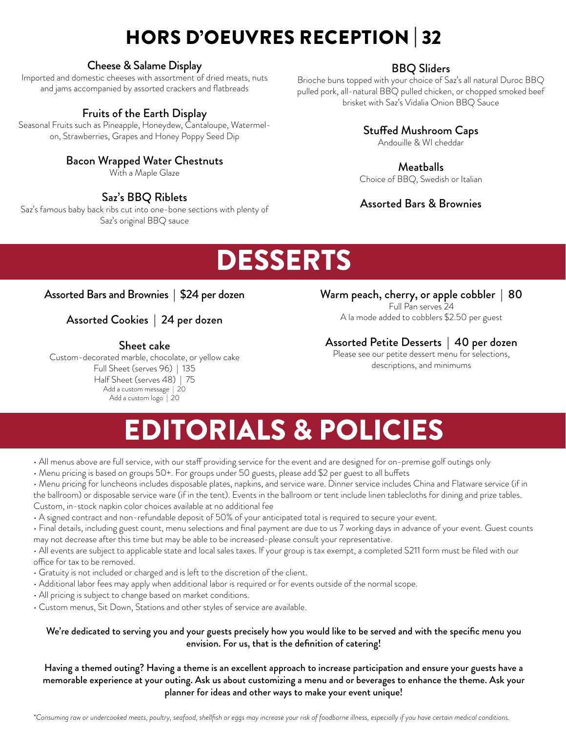# HORS D'OEUVRES RECEPTION | 32

### Cheese & Salame Display

Imported and domestic cheeses with assortment of dried meats, nuts and jams accompanied by assorted crackers and flatbreads

### Fruits of the Earth Display

Seasonal Fruits such as Pineapple, Honeydew, Cantaloupe, Watermelon, Strawberries, Grapes and Honey Poppy Seed Dip

### Bacon Wrapped Water Chestnuts

With a Maple Glaze

### Saz's BBQ Riblets

Saz's famous baby back ribs cut into one-bone sections with plenty of Saz's original BBQ sauce

### BBQ Sliders

Brioche buns topped with your choice of Saz's all natural Duroc BBQ pulled pork, all-natural BBQ pulled chicken, or chopped smoked beef brisket with Saz's Vidalia Onion BBQ Sauce

### Stuffed Mushroom Caps

Andouille & WI cheddar

### Meatballs

Choice of BBQ, Swedish or Italian

### Assorted Bars & Brownies

# DESSERTS

### Assorted Bars and Brownies | $24 per dozen

### Assorted Cookies | 24 per dozen

### Sheet cake

Custom-decorated marble, chocolate, or yellow cake

Full Sheet (serves 96) | 135

Half Sheet (serves 48) | 75

Add a custom message | 20

Add a custom logo | 20

### Warm peach, cherry, or apple cobbler | 80

Full Pan serves 24

A la mode added to cobblers $2.50 per guest

### Assorted Petite Desserts | 40 per dozen

Please see our petite dessert menu for selections, descriptions, and minimums

# EDITORIALS & POLICIES

- All menus above are full service, with our staff providing service for the event and are designed for on-premise golf outings only
- Menu pricing is based on groups 50+. For groups under 50 guests, please add $2 per guest to all buffets
- Menu pricing for luncheons includes disposable plates, napkins, and service ware. Dinner service includes China and Flatware service (if in the ballroom) or disposable service ware (if in the tent). Events in the ballroom or tent include linen tablecloths for dining and prize tables. Custom, in-stock napkin color choices available at no additional fee
- A signed contract and non-refundable deposit of 50% of your anticipated total is required to secure your event.
- Final details, including guest count, menu selections and final payment are due to us 7 working days in advance of your event. Guest counts may not decrease after this time but may be able to be increased-please consult your representative.
- All events are subject to applicable state and local sales taxes. If your group is tax exempt, a completed S211 form must be filed with our office for tax to be removed.
- Gratuity is not included or charged and is left to the discretion of the client.
- Additional labor fees may apply when additional labor is required or for events outside of the normal scope.
- All pricing is subject to change based on market conditions.
- Custom menus, Sit Down, Stations and other styles of service are available.

**We're dedicated to serving you and your guests precisely how you would like to be served and with the specific menu you envision. For us, that is the definition of catering!**

**Having a themed outing? Having a theme is an excellent approach to increase participation and ensure your guests have a memorable experience at your outing. Ask us about customizing a menu and or beverages to enhance the theme. Ask your planner for ideas and other ways to make your event unique!**

*\*Consuming raw or undercooked meats, poultry, seafood, shellfish or eggs may increase your risk of foodborne illness, especially if you have certain medical conditions.*